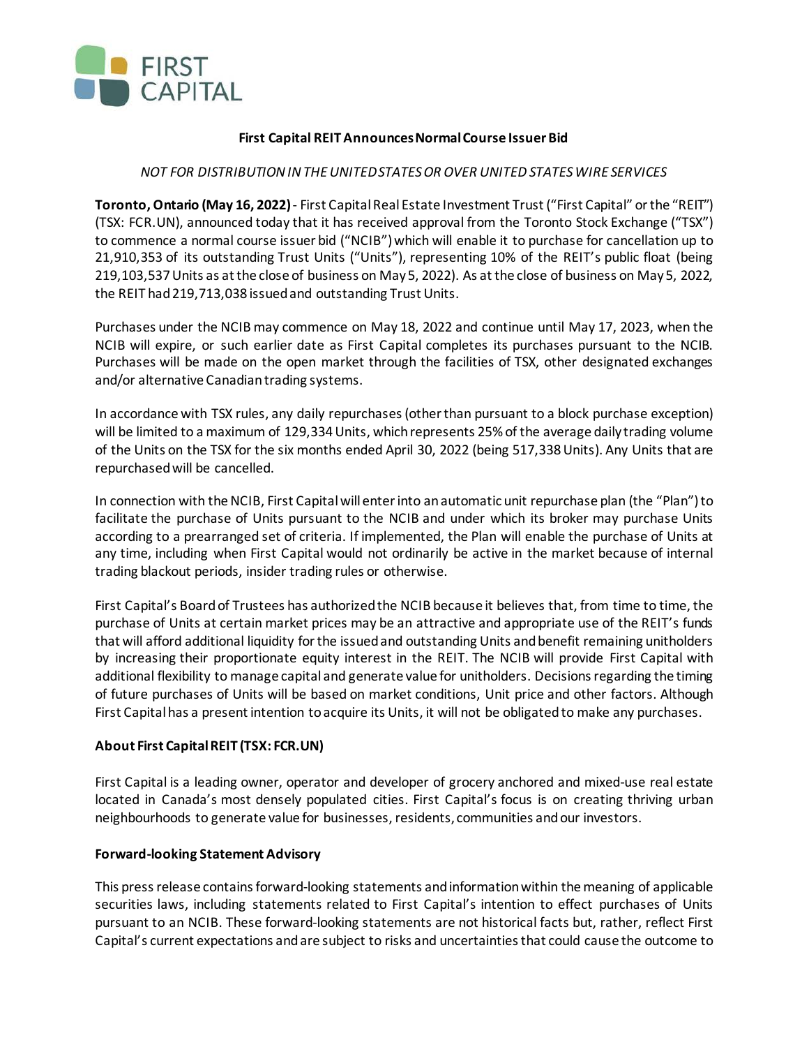FIRST CAPITAL

**First Capital REIT Announces Normal Course Issuer Bid**

*NOT FOR DISTRIBUTION IN THE UNITED STATES OR OVER UNITED STATES WIRE SERVICES*

**Toronto, Ontario (May 16, 2022)** - First Capital Real Estate Investment Trust ("First Capital" or the "REIT") (TSX: FCR.UN), announced today that it has received approval from the Toronto Stock Exchange ("TSX") to commence a normal course issuer bid ("NCIB") which will enable it to purchase for cancellation up to 21,910,353 of its outstanding Trust Units ("Units"), representing 10% of the REIT's public float (being 219,103,537 Units as at the close of business on May 5, 2022). As at the close of business on May 5, 2022, the REIT had 219,713,038 issued and outstanding Trust Units.

Purchases under the NCIB may commence on May 18, 2022 and continue until May 17, 2023, when the NCIB will expire, or such earlier date as First Capital completes its purchases pursuant to the NCIB. Purchases will be made on the open market through the facilities of TSX, other designated exchanges and/or alternative Canadian trading systems.

In accordance with TSX rules, any daily repurchases (other than pursuant to a block purchase exception) will be limited to a maximum of 129,334 Units, which represents 25% of the average daily trading volume of the Units on the TSX for the six months ended April 30, 2022 (being 517,338 Units). Any Units that are repurchased will be cancelled.

In connection with the NCIB, First Capital will enter into an automatic unit repurchase plan (the "Plan") to facilitate the purchase of Units pursuant to the NCIB and under which its broker may purchase Units according to a prearranged set of criteria. If implemented, the Plan will enable the purchase of Units at any time, including when First Capital would not ordinarily be active in the market because of internal trading blackout periods, insider trading rules or otherwise.

First Capital's Board of Trustees has authorized the NCIB because it believes that, from time to time, the purchase of Units at certain market prices may be an attractive and appropriate use of the REIT's funds that will afford additional liquidity for the issued and outstanding Units and benefit remaining unitholders by increasing their proportionate equity interest in the REIT. The NCIB will provide First Capital with additional flexibility to manage capital and generate value for unitholders. Decisions regarding the timing of future purchases of Units will be based on market conditions, Unit price and other factors. Although First Capital has a present intention to acquire its Units, it will not be obligated to make any purchases.

**About First Capital REIT (TSX: FCR.UN)**

First Capital is a leading owner, operator and developer of grocery anchored and mixed-use real estate located in Canada's most densely populated cities. First Capital's focus is on creating thriving urban neighbourhoods to generate value for businesses, residents, communities and our investors.

**Forward-looking Statement Advisory**

This press release contains forward-looking statements and information within the meaning of applicable securities laws, including statements related to First Capital's intention to effect purchases of Units pursuant to an NCIB. These forward-looking statements are not historical facts but, rather, reflect First Capital's current expectations and are subject to risks and uncertainties that could cause the outcome to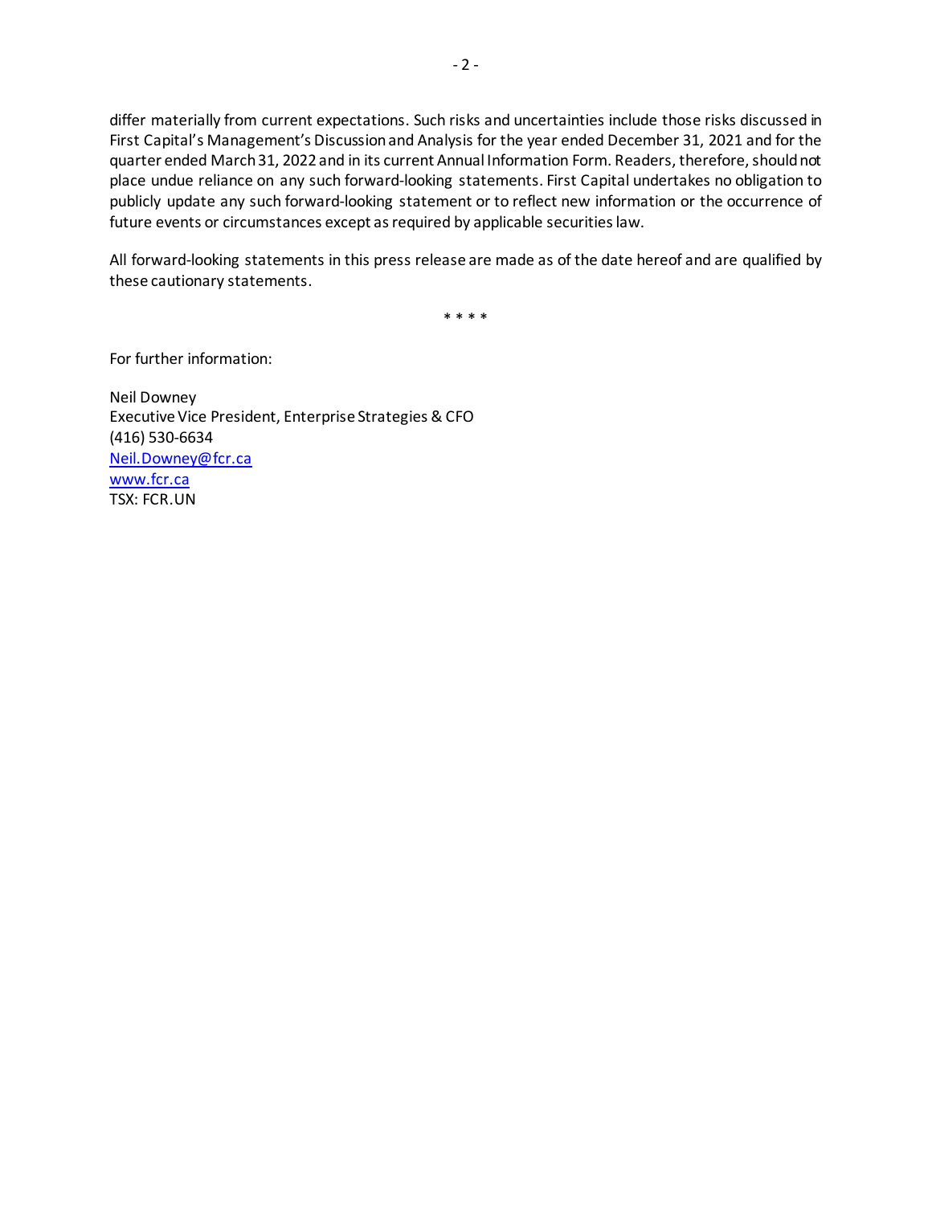differ materially from current expectations. Such risks and uncertainties include those risks discussed in First Capital's Management's Discussion and Analysis for the year ended December 31, 2021 and for the quarter ended March 31, 2022 and in its current Annual Information Form. Readers, therefore, should not place undue reliance on any such forward-looking statements. First Capital undertakes no obligation to publicly update any such forward-looking statement or to reflect new information or the occurrence of future events or circumstances except as required by applicable securities law.

All forward-looking statements in this press release are made as of the date hereof and are qualified by these cautionary statements.

* * * *

For further information:

Neil Downey
Executive Vice President, Enterprise Strategies & CFO
(416) 530-6634
Neil.Downey@fcr.ca
www.fcr.ca
TSX: FCR.UN